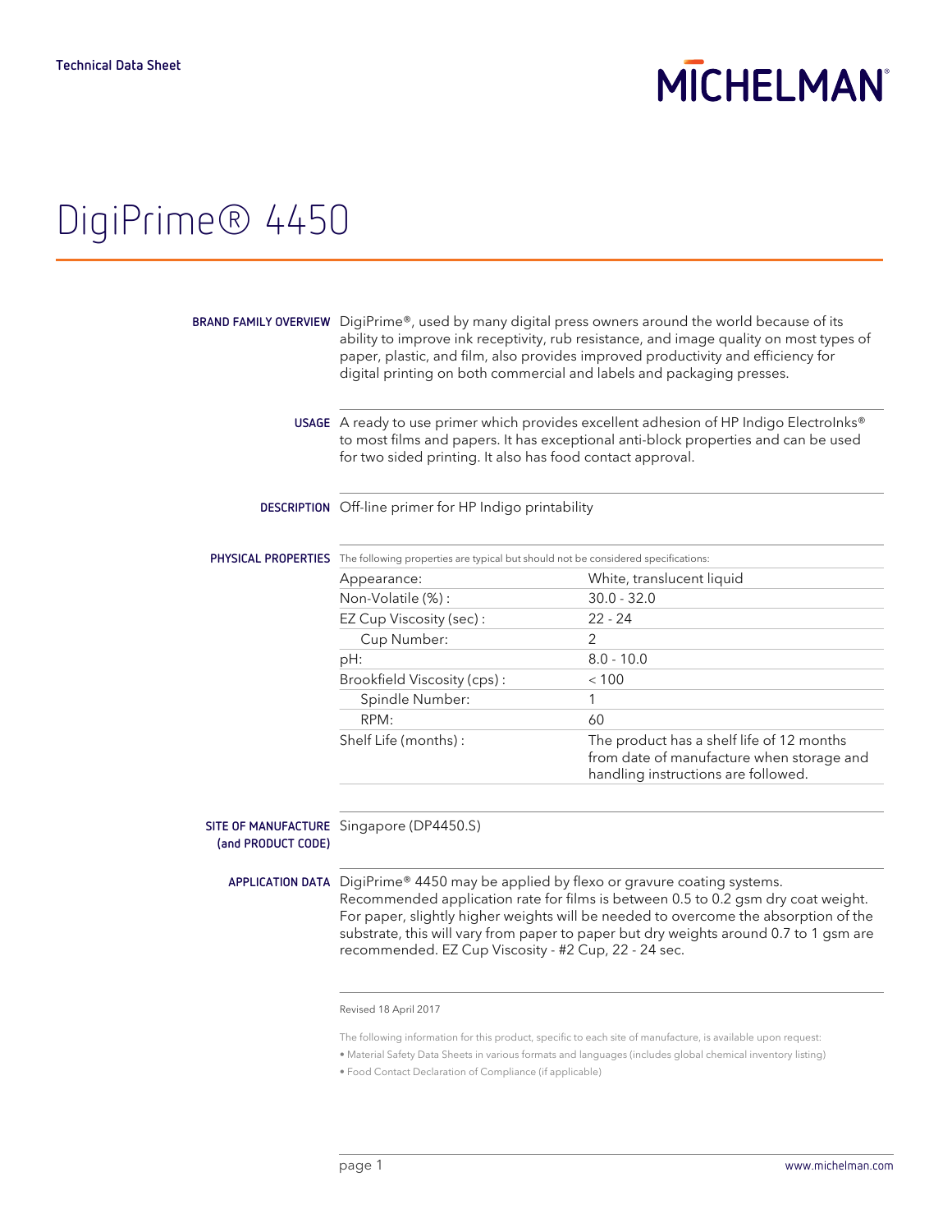Technical Data Sheet

MICHELMAN®

# DigiPrime® 4450

**BRAND FAMILY OVERVIEW** DigiPrime®, used by many digital press owners around the world because of its ability to improve ink receptivity, rub resistance, and image quality on most types of paper, plastic, and film, also provides improved productivity and efficiency for digital printing on both commercial and labels and packaging presses.

**USAGE** A ready to use primer which provides excellent adhesion of HP Indigo ElectroInks® to most films and papers. It has exceptional anti-block properties and can be used for two sided printing. It also has food contact approval.

**DESCRIPTION** Off-line primer for HP Indigo printability

**PHYSICAL PROPERTIES** The following properties are typical but should not be considered specifications:

| Property | Value |
|---|---|
| Appearance: | White, translucent liquid |
| Non-Volatile (%) : | 30.0 - 32.0 |
| EZ Cup Viscosity (sec) : | 22 - 24 |
| Cup Number: | 2 |
| pH: | 8.0 - 10.0 |
| Brookfield Viscosity (cps) : | < 100 |
| Spindle Number: | 1 |
| RPM: | 60 |
| Shelf Life (months) : | The product has a shelf life of 12 months from date of manufacture when storage and handling instructions are followed. |

**SITE OF MANUFACTURE (and PRODUCT CODE)** Singapore (DP4450.S)

**APPLICATION DATA** DigiPrime® 4450 may be applied by flexo or gravure coating systems. Recommended application rate for films is between 0.5 to 0.2 gsm dry coat weight. For paper, slightly higher weights will be needed to overcome the absorption of the substrate, this will vary from paper to paper but dry weights around 0.7 to 1 gsm are recommended. EZ Cup Viscosity - #2 Cup, 22 - 24 sec.

Revised 18 April 2017

The following information for this product, specific to each site of manufacture, is available upon request:

- Material Safety Data Sheets in various formats and languages (includes global chemical inventory listing)
- Food Contact Declaration of Compliance (if applicable)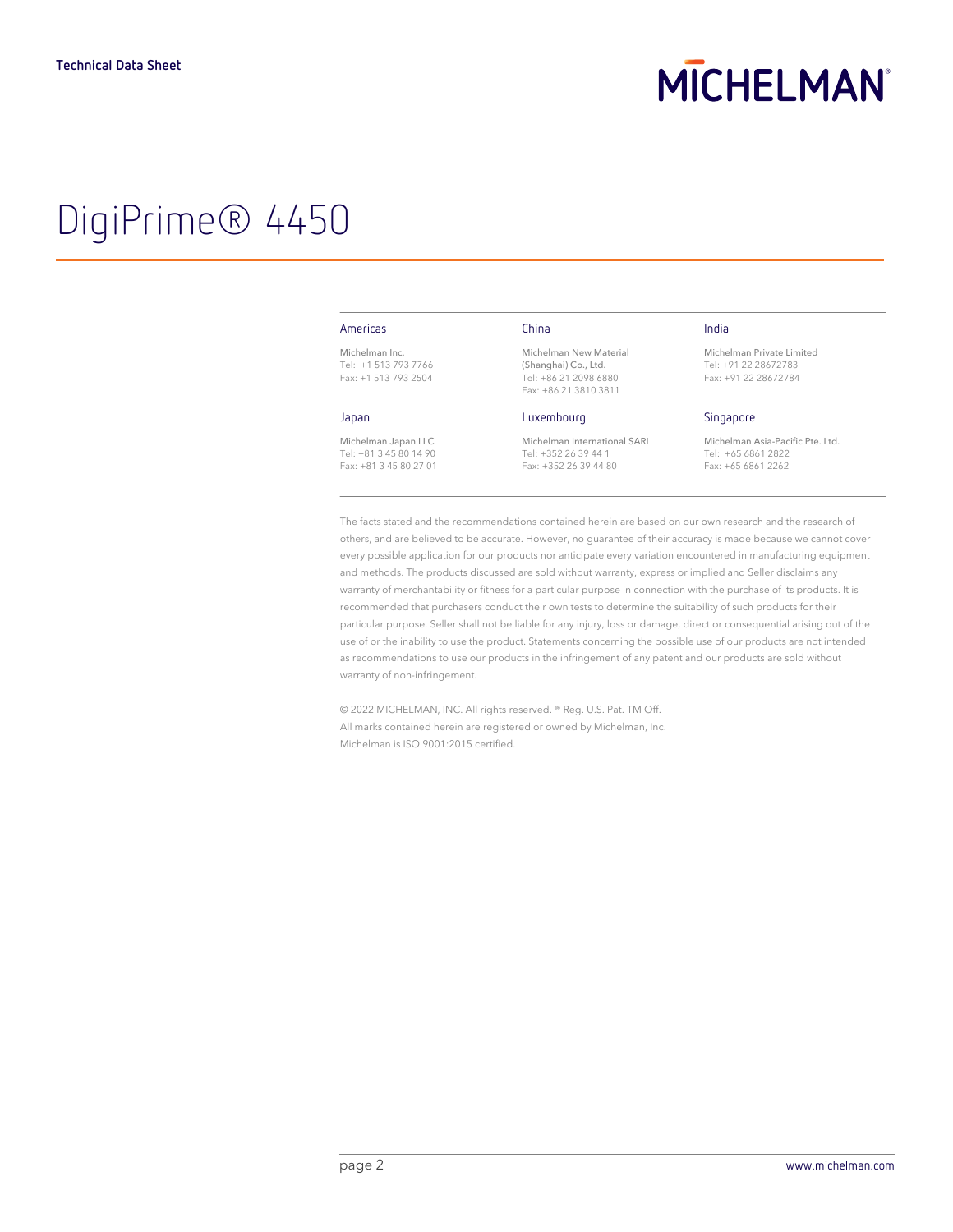# DigiPrime® 4450

### Americas

Michelman Inc.
Tel: +1 513 793 7766
Fax: +1 513 793 2504

### China

Michelman New Material (Shanghai) Co., Ltd.
Tel: +86 21 2098 6880
Fax: +86 21 3810 3811

### India

Michelman Private Limited
Tel: +91 22 28672783
Fax: +91 22 28672784

### Japan

Michelman Japan LLC
Tel: +81 3 45 80 14 90
Fax: +81 3 45 80 27 01

### Luxembourg

Michelman International SARL
Tel: +352 26 39 44 1
Fax: +352 26 39 44 80

### Singapore

Michelman Asia-Pacific Pte. Ltd.
Tel: +65 6861 2822
Fax: +65 6861 2262

The facts stated and the recommendations contained herein are based on our own research and the research of others, and are believed to be accurate. However, no guarantee of their accuracy is made because we cannot cover every possible application for our products nor anticipate every variation encountered in manufacturing equipment and methods. The products discussed are sold without warranty, express or implied and Seller disclaims any warranty of merchantability or fitness for a particular purpose in connection with the purchase of its products. It is recommended that purchasers conduct their own tests to determine the suitability of such products for their particular purpose. Seller shall not be liable for any injury, loss or damage, direct or consequential arising out of the use of or the inability to use the product. Statements concerning the possible use of our products are not intended as recommendations to use our products in the infringement of any patent and our products are sold without warranty of non-infringement.

© 2022 MICHELMAN, INC. All rights reserved. ® Reg. U.S. Pat. TM Off.
All marks contained herein are registered or owned by Michelman, Inc.
Michelman is ISO 9001:2015 certified.